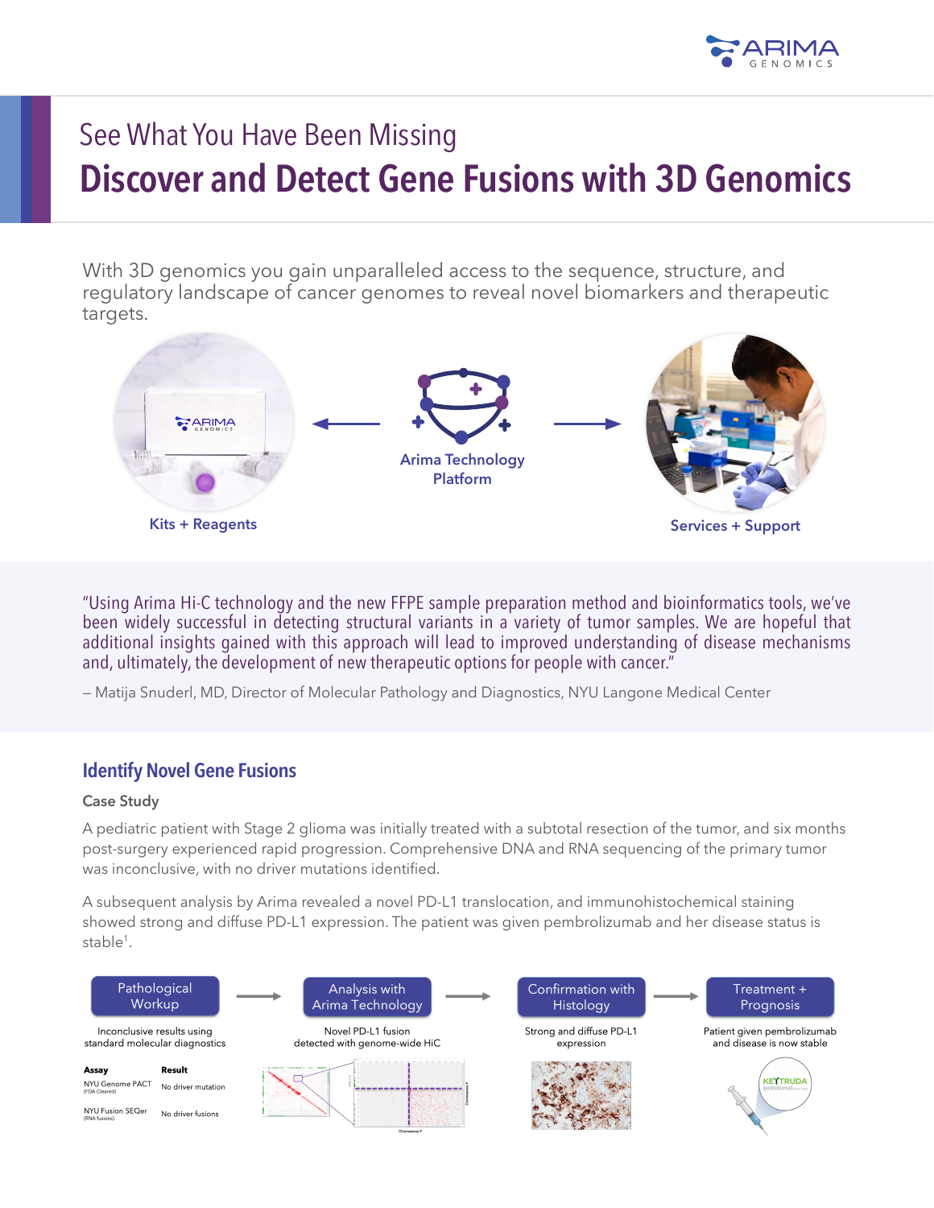## See What You Have Been Missing

# Discover and Detect Gene Fusions with 3D Genomics

With 3D genomics you gain unparalleled access to the sequence, structure, and regulatory landscape of cancer genomes to reveal novel biomarkers and therapeutic targets.

Kits + Reagents ← Arima Technology Platform → Services + Support

"Using Arima Hi-C technology and the new FFPE sample preparation method and bioinformatics tools, we've been widely successful in detecting structural variants in a variety of tumor samples. We are hopeful that additional insights gained with this approach will lead to improved understanding of disease mechanisms and, ultimately, the development of new therapeutic options for people with cancer."

– Matija Snuderl, MD, Director of Molecular Pathology and Diagnostics, NYU Langone Medical Center

## Identify Novel Gene Fusions

### Case Study

A pediatric patient with Stage 2 glioma was initially treated with a subtotal resection of the tumor, and six months post-surgery experienced rapid progression. Comprehensive DNA and RNA sequencing of the primary tumor was inconclusive, with no driver mutations identified.

A subsequent analysis by Arima revealed a novel PD-L1 translocation, and immunohistochemical staining showed strong and diffuse PD-L1 expression. The patient was given pembrolizumab and her disease status is stable[1].

**Pathological Workup** → **Analysis with Arima Technology** → **Confirmation with Histology** → **Treatment + Prognosis**

- **Pathological Workup:** Inconclusive results using standard molecular diagnostics
- **Analysis with Arima Technology:** Novel PD-L1 fusion detected with genome-wide HiC
- **Confirmation with Histology:** Strong and diffuse PD-L1 expression
- **Treatment + Prognosis:** Patient given pembrolizumab and disease is now stable

| Assay | Result |
|---|---|
| NYU Genome PACT (FDA Cleared) | No driver mutation |
| NYU Fusion SEQer (RNA fusions) | No driver fusions |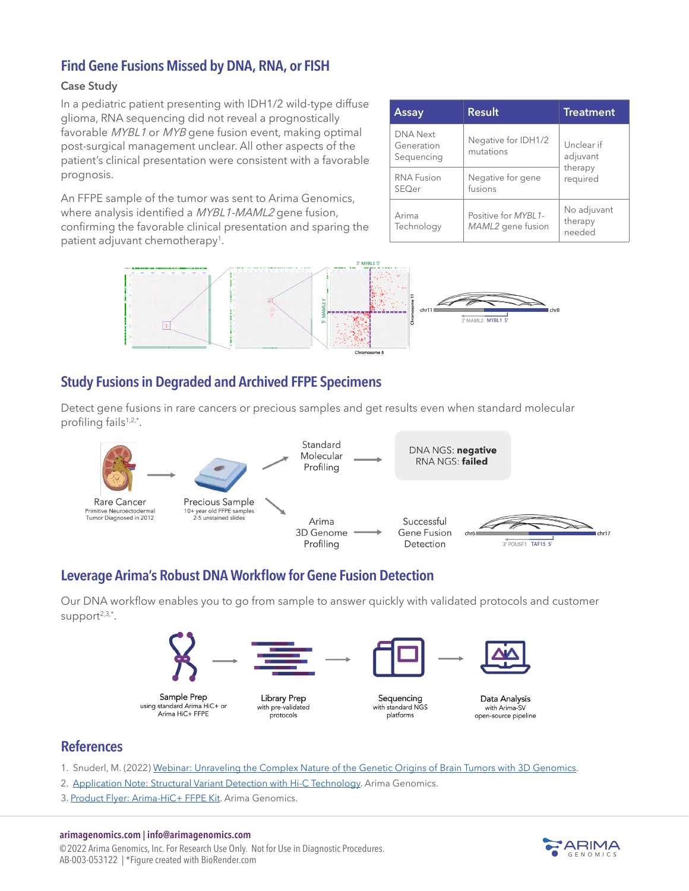## Find Gene Fusions Missed by DNA, RNA, or FISH

### Case Study

In a pediatric patient presenting with IDH1/2 wild-type diffuse glioma, RNA sequencing did not reveal a prognostically favorable *MYBL1* or *MYB* gene fusion event, making optimal post-surgical management unclear. All other aspects of the patient's clinical presentation were consistent with a favorable prognosis.

An FFPE sample of the tumor was sent to Arima Genomics, where analysis identified a *MYBL1-MAML2* gene fusion, confirming the favorable clinical presentation and sparing the patient adjuvant chemotherapy[1].

| Assay | Result | Treatment |
|---|---|---|
| DNA Next Generation Sequencing | Negative for IDH1/2 mutations | Unclear if adjuvant therapy required |
| RNA Fusion SEQer | Negative for gene fusions | |
| Arima Technology | Positive for *MYBL1-MAML2* gene fusion | No adjuvant therapy needed |

3' MYBL1 5'
5' MAML2 3'
Chromosome 11
Chromosome 8
chr11 chr8
3' MAML2 MYBL1 5'

## Study Fusions in Degraded and Archived FFPE Specimens

Detect gene fusions in rare cancers or precious samples and get results even when standard molecular profiling fails[1,2,*].

Rare Cancer
Primitive Neuroectodermal Tumor Diagnosed in 2012

Precious Sample
10+ year old FFPE samples
2-5 unstained slides

Standard Molecular Profiling → DNA NGS: **negative** RNA NGS: **failed**

Arima 3D Genome Profiling → Successful Gene Fusion Detection

chr6 chr17
3' POU5F1 TAF15 5'

## Leverage Arima's Robust DNA Workflow for Gene Fusion Detection

Our DNA workflow enables you to go from sample to answer quickly with validated protocols and customer support[2,3,*].

Sample Prep
using standard Arima HiC+ or Arima HiC+ FFPE

Library Prep
with pre-validated protocols

Sequencing
with standard NGS platforms

Data Analysis
with Arima-SV open-source pipeline

## References

1. Snuderl, M. (2022) Webinar: Unraveling the Complex Nature of the Genetic Origins of Brain Tumors with 3D Genomics.
2. Application Note: Structural Variant Detection with Hi-C Technology. Arima Genomics.
3. Product Flyer: Arima-HiC+ FFPE Kit. Arima Genomics.

**arimagenomics.com | info@arimagenomics.com**
©2022 Arima Genomics, Inc. For Research Use Only. Not for Use in Diagnostic Procedures.
AB-003-053122 | *Figure created with BioRender.com